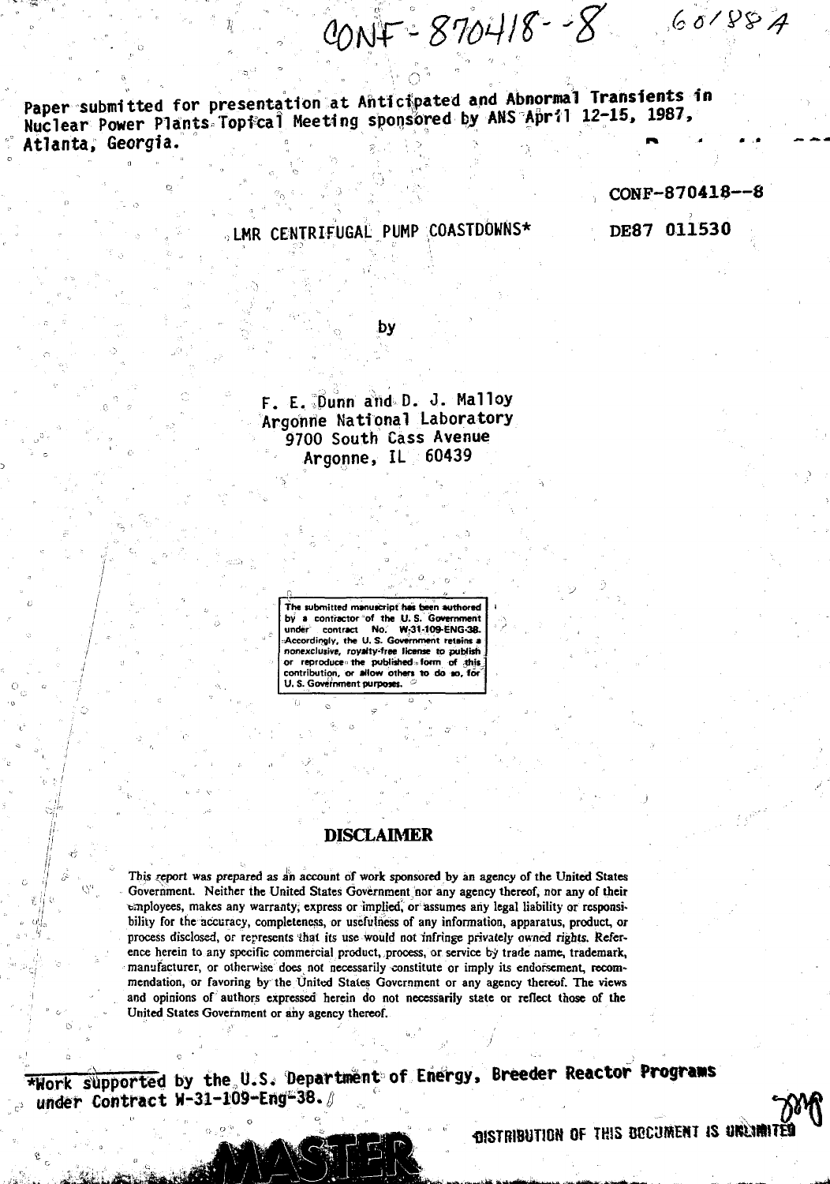CONF-870418--8 60188A

Paper submitted for presentation at Anticipated and Abnormal Transients in Nuclear Power Plants Topical Meeting sponsored by ANS April 12-15, 1987, Atlanta, Georgia.

CONF-870418--8

DE87 011530

# LMR CENTRIFUGAL PUMP COASTDOWNS*

by

F. E. Dunn and D. J. Malloy
Argonne National Laboratory
9700 South Cass Avenue
Argonne, IL 60439

The submitted manuscript has been authored by a contractor of the U. S. Government under contract No. W-31-109-ENG-38. Accordingly, the U. S. Government retains a nonexclusive, royalty-free license to publish or reproduce the published form of this contribution, or allow others to do so, for U. S. Government purposes.

## DISCLAIMER

This report was prepared as an account of work sponsored by an agency of the United States Government. Neither the United States Government nor any agency thereof, nor any of their employees, makes any warranty, express or implied, or assumes any legal liability or responsibility for the accuracy, completeness, or usefulness of any information, apparatus, product, or process disclosed, or represents that its use would not infringe privately owned rights. Reference herein to any specific commercial product, process, or service by trade name, trademark, manufacturer, or otherwise does not necessarily constitute or imply its endorsement, recommendation, or favoring by the United States Government or any agency thereof. The views and opinions of authors expressed herein do not necessarily state or reflect those of the United States Government or any agency thereof.

*Work supported by the U.S. Department of Energy, Breeder Reactor Programs under Contract W-31-109-Eng-38.

MASTER

DISTRIBUTION OF THIS DOCUMENT IS UNLIMITED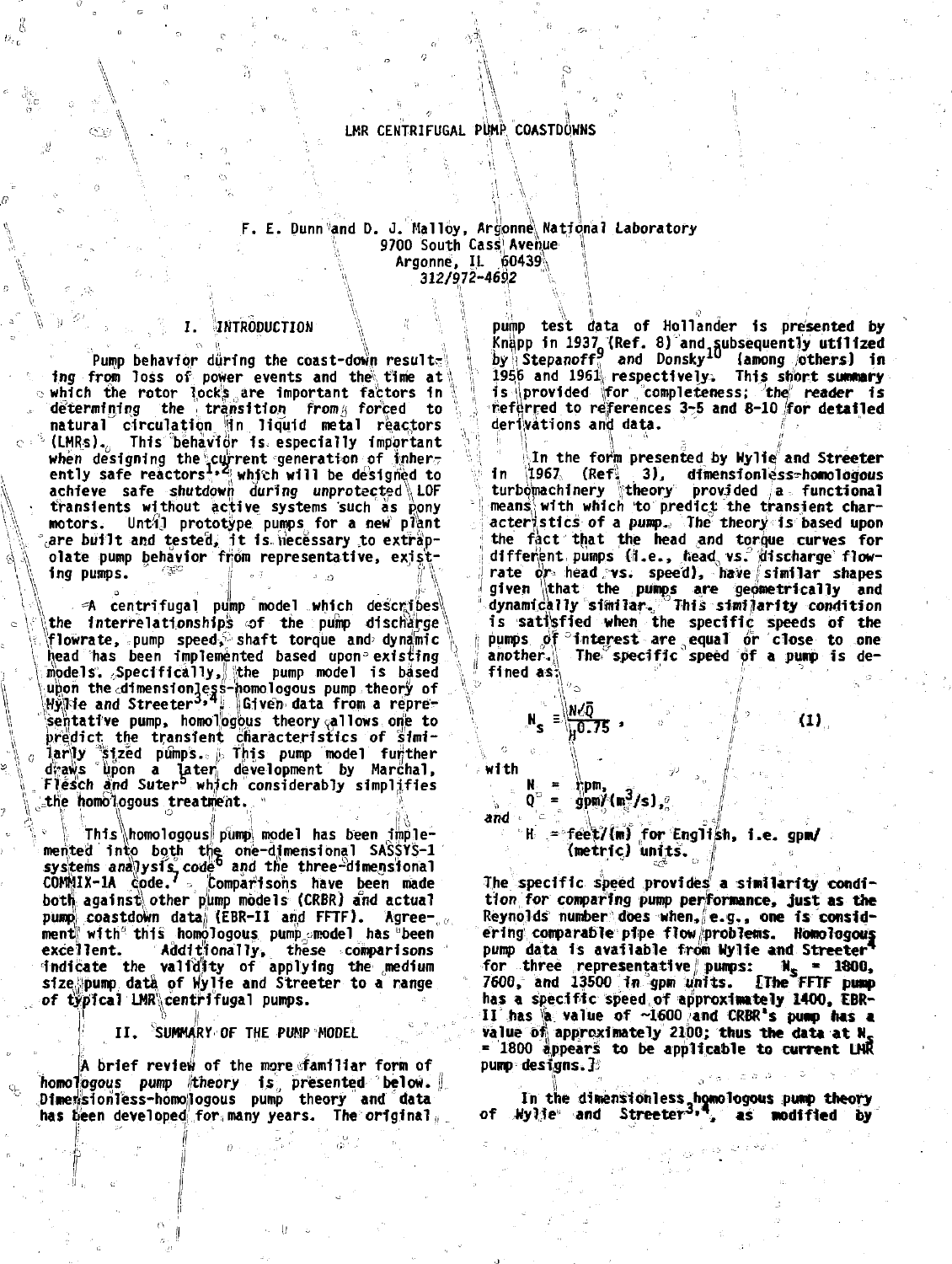# LMR CENTRIFUGAL PUMP COASTDOWNS

F. E. Dunn and D. J. Malloy, Argonne National Laboratory
9700 South Cass Avenue
Argonne, IL 60439
312/972-4692

## I. INTRODUCTION

Pump behavior during the coast-down resulting from loss of power events and the time at which the rotor locks are important factors in determining the transition from forced to natural circulation in liquid metal reactors (LMRs). This behavior is especially important when designing the current generation of inherently safe reactors[1,2] which will be designed to achieve safe shutdown during unprotected LOF transients without active systems such as pony motors. Until prototype pumps for a new plant are built and tested, it is necessary to extrapolate pump behavior from representative, existing pumps.

A centrifugal pump model which describes the interrelationships of the pump discharge flowrate, pump speed, shaft torque and dynamic head has been implemented based upon existing models. Specifically, the pump model is based upon the dimensionless-homologous pump theory of Wylie and Streeter[3,4]. Given data from a representative pump, homologous theory allows one to predict the transient characteristics of similarly sized pumps. This pump model further draws upon a later development by Marchal, Flesch and Suter[5] which considerably simplifies the homologous treatment.

This homologous pump model has been implemented into both the one-dimensional SASSYS-1 systems analysis code[6] and the three-dimensional COMMIX-1A code.[7] Comparisons have been made both against other pump models (CRBR) and actual pump coastdown data (EBR-II and FFTF). Agreement with this homologous pump model has been excellent. Additionally, these comparisons indicate the validity of applying the medium size pump data of Wylie and Streeter to a range of typical LMR centrifugal pumps.

## II. SUMMARY OF THE PUMP MODEL

A brief review of the more familiar form of homologous pump theory is presented below. Dimensionless-homologous pump theory and data has been developed for many years. The original pump test data of Hollander is presented by Knapp in 1937 (Ref. 8) and subsequently utilized by Stepanoff[9] and Donsky[10] (among others) in 1956 and 1961 respectively. This short summary is provided for completeness; the reader is referred to references 3-5 and 8-10 for detailed derivations and data.

In the form presented by Wylie and Streeter in 1967 (Ref. 3), dimensionless-homologous turbomachinery theory provided a functional means with which to predict the transient characteristics of a pump. The theory is based upon the fact that the head and torque curves for different pumps (i.e., head vs. discharge flowrate or head vs. speed), have similar shapes given that the pumps are geometrically and dynamically similar. This similarity condition is satisfied when the specific speeds of the pumps of interest are equal or close to one another. The specific speed of a pump is defined as:

$$N_s \equiv \frac{N\sqrt{Q}}{H^{0.75}} , \qquad (1)$$

with

$N$ = rpm,
$Q$ = gpm/(m$^3$/s),

and

$H$ = feet/(m) for English, i.e. gpm/(metric) units.

The specific speed provides a similarity condition for comparing pump performance, just as the Reynolds number does when, e.g., one is considering comparable pipe flow problems. Homologous pump data is available from Wylie and Streeter[4] for three representative pumps: $N_s$ = 1800, 7600, and 13500 in gpm units. [The FFTF pump has a specific speed of approximately 1400, EBR-II has a value of ~1600 and CRBR's pump has a value of approximately 2100; thus the data at $N_s$ = 1800 appears to be applicable to current LMR pump designs.]

In the dimensionless homologous pump theory of Wylie and Streeter[3,4], as modified by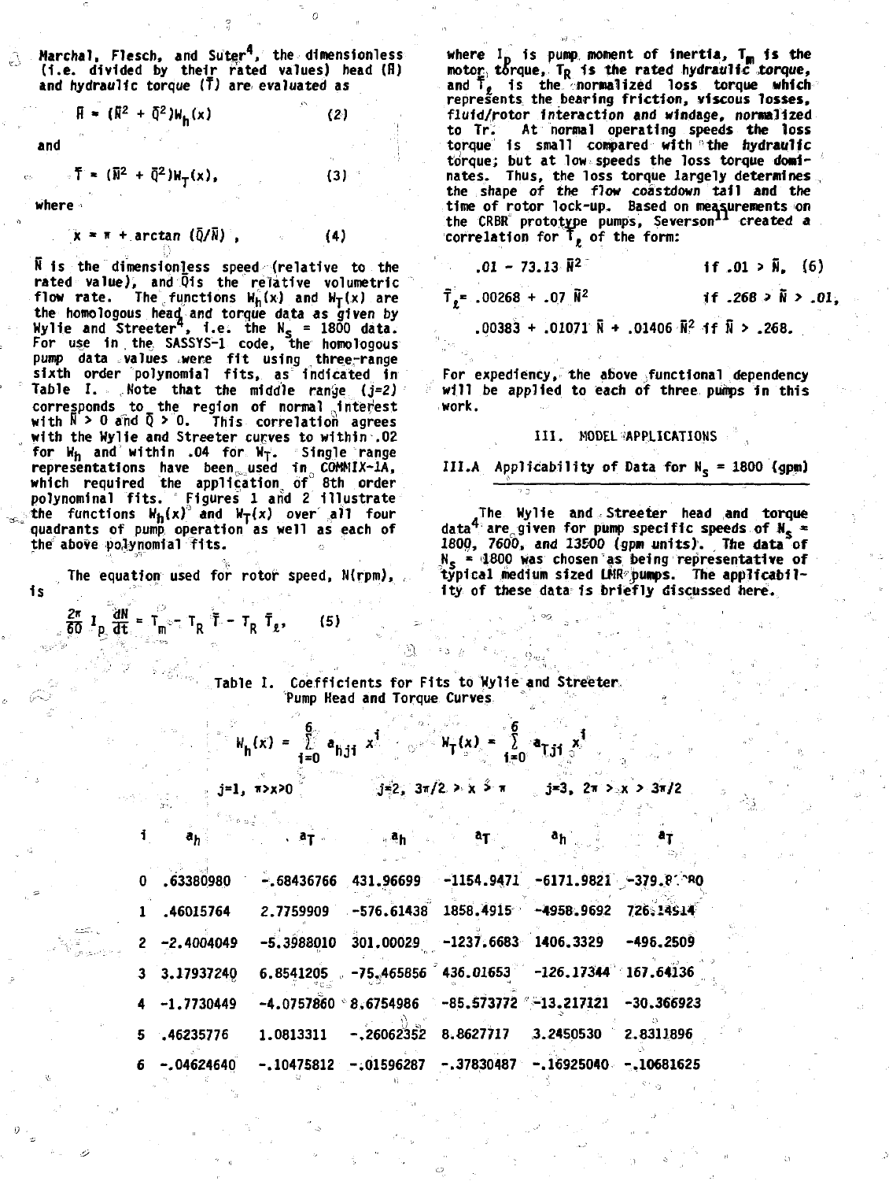Marchal, Flesch, and Suter[4], the dimensionless (i.e. divided by their rated values) head ($\bar{H}$) and hydraulic torque ($\bar{T}$) are evaluated as

$$\bar{H} = (\bar{N}^2 + \bar{Q}^2)W_h(x) \tag{2}$$

and

$$\bar{T} = (\bar{N}^2 + \bar{Q}^2)W_T(x), \tag{3}$$

where

$$x = \pi + \arctan(\bar{Q}/\bar{N}), \tag{4}$$

$\bar{N}$ is the dimensionless speed (relative to the rated value), and $\bar{Q}$ is the relative volumetric flow rate. The functions $W_h(x)$ and $W_T(x)$ are the homologous head and torque data as given by Wylie and Streeter[4], i.e. the $N_s$ = 1800 data. For use in the SASSYS-1 code, the homologous pump data values were fit using three-range sixth order polynomial fits, as indicated in Table I. Note that the middle range ($j=2$) corresponds to the region of normal interest with $\bar{N} > 0$ and $\bar{Q} > 0$. This correlation agrees with the Wylie and Streeter curves to within .02 for $W_h$ and within .04 for $W_T$. Single range representations have been used in COMMIX-1A, which required the application of 8th order polynominal fits. Figures 1 and 2 illustrate the functions $W_h(x)$ and $W_T(x)$ over all four quadrants of pump operation as well as each of the above polynomial fits.

The equation used for rotor speed, N(rpm), is

$$\frac{2\pi}{60} I_p \frac{dN}{dt} = T_m - T_R \bar{T} - T_R \bar{T}_\ell, \tag{5}$$

where $I_p$ is pump moment of inertia, $T_m$ is the motor torque, $T_R$ is the rated hydraulic torque, and $\bar{T}_\ell$ is the normalized loss torque which represents the bearing friction, viscous losses, fluid/rotor interaction and windage, normalized to Tr. At normal operating speeds the loss torque is small compared with the hydraulic torque; but at low speeds the loss torque dominates. Thus, the loss torque largely determines the shape of the flow coastdown tail and the time of rotor lock-up. Based on measurements on the CRBR prototype pumps, Severson[11] created a correlation for $\bar{T}_\ell$ of the form:

$$\bar{T}_\ell = \begin{cases} .01 - 73.13\,\bar{N}^2 & \text{if } .01 > \bar{N}, \\ .00268 + .07\,\bar{N}^2 & \text{if } .268 > \bar{N} > .01, \\ .00383 + .01071\,\bar{N} + .01406\,\bar{N}^2 & \text{if } \bar{N} > .268. \end{cases} \tag{6}$$

For expediency, the above functional dependency will be applied to each of three pumps in this work.

## III. MODEL APPLICATIONS

### III.A Applicability of Data for $N_s$ = 1800 (gpm)

The Wylie and Streeter head and torque data[4] are given for pump specific speeds of $N_s$ = 1800, 7600, and 13500 (gpm units). The data of $N_s$ = 1800 was chosen as being representative of typical medium sized LMR pumps. The applicability of these data is briefly discussed here.

Table I. Coefficients for Fits to Wylie and Streeter Pump Head and Torque Curves

$$W_h(x) = \sum_{i=0}^{6} a_{hji}\, x^i \qquad W_T(x) = \sum_{i=0}^{6} a_{Tji}\, x^i$$

| | $j=1$, $\pi > x > 0$ | | $j=2$, $3\pi/2 > x > \pi$ | | $j=3$, $2\pi > x > 3\pi/2$ | |
|---|---|---|---|---|---|---|
| i | $a_h$ | $a_T$ | $a_h$ | $a_T$ | $a_h$ | $a_T$ |
| 0 | .63380980 | -.68436766 | 431.96699 | -1154.9471 | -6171.9821 | -379.8??80 |
| 1 | .46015764 | 2.7759909 | -576.61438 | 1858.4915 | -4958.9692 | 726.14514 |
| 2 | -2.4004049 | -5.3988010 | 301.00029 | -1237.6683 | 1406.3329 | -496.2509 |
| 3 | 3.17937240 | 6.8541205 | -75.465856 | 436.01653 | -126.17344 | 167.64136 |
| 4 | -1.7730449 | -4.0757860 | 8.6754986 | -85.573772 | -13.217121 | -30.366923 |
| 5 | .46235776 | 1.0813311 | -.26062352 | 8.8627717 | 3.2450530 | 2.8311896 |
| 6 | -.04624640 | -.10475812 | -.01596287 | -.37830487 | -.16925040 | -.10681625 |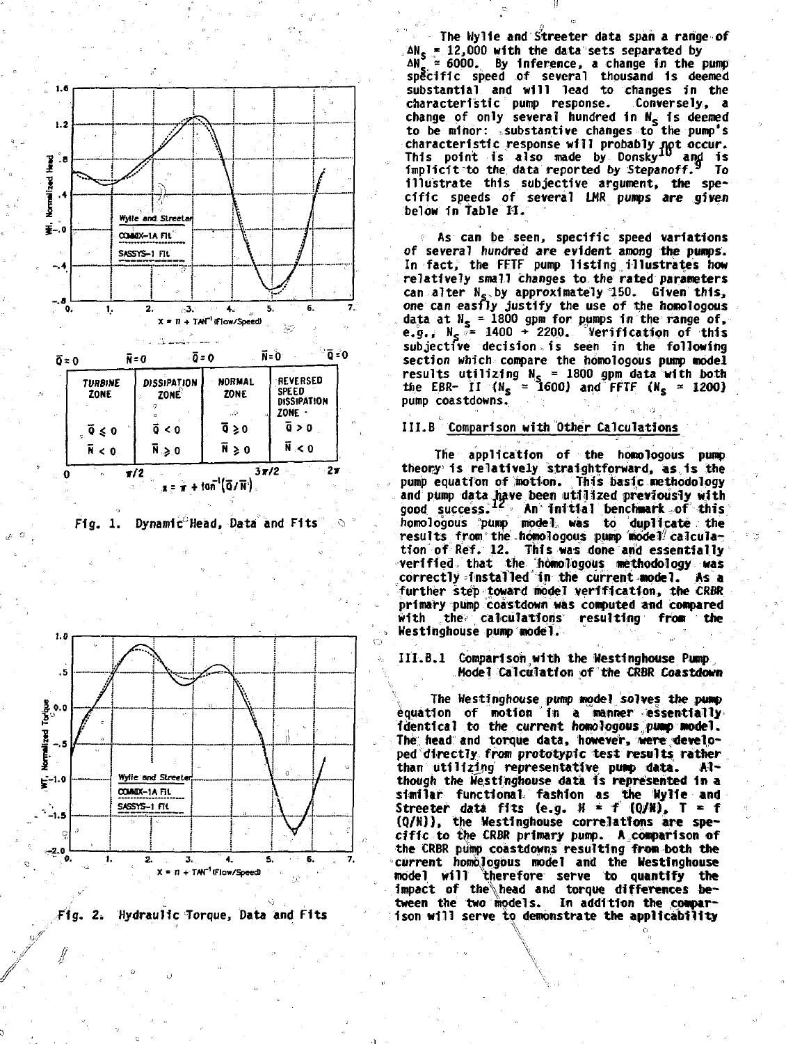Fig. 1. Dynamic Head, Data and Fits

Fig. 2. Hydraulic Torque, Data and Fits

The Wylie and Streeter data span a range of $\Delta N_s$ = 12,000 with the data sets separated by $\Delta N_s$ = 6000. By inference, a change in the pump specific speed of several thousand is deemed substantial and will lead to changes in the characteristic pump response. Conversely, a change of only several hundred in $N_s$ is deemed to be minor: substantive changes to the pump's characteristic response will probably not occur. This point is also made by Donsky[10] and is implicit to the data reported by Stepanoff.[9] To illustrate this subjective argument, the specific speeds of several LMR pumps are given below in Table II.

As can be seen, specific speed variations of several hundred are evident among the pumps. In fact, the FFTF pump listing illustrates how relatively small changes to the rated parameters can alter $N_s$ by approximately 150. Given this, one can easily justify the use of the homologous data at $N_s$ = 1800 gpm for pumps in the range of, e.g., $N_s$ = 1400 ÷ 2200. Verification of this subjective decision is seen in the following section which compare the homologous pump model results utilizing $N_s$ = 1800 gpm data with both the EBR- II ($N_s$ = 1600) and FFTF ($N_s$ = 1200) pump coastdowns.

## III.B Comparison with Other Calculations

The application of the homologous pump theory is relatively straightforward, as is the pump equation of motion. This basic methodology and pump data have been utilized previously with good success.[12] An initial benchmark of this homologous pump model was to duplicate the results from the homologous pump model calculation of Ref. 12. This was done and essentially verified that the homologous methodology was correctly installed in the current model. As a further step toward model verification, the CRBR primary pump coastdown was computed and compared with the calculations resulting from the Westinghouse pump model.

### III.B.1 Comparison with the Westinghouse Pump Model Calculation of the CRBR Coastdown

The Westinghouse pump model solves the pump equation of motion in a manner essentially identical to the current homologous pump model. The head and torque data, however, were developed directly from prototypic test results rather than utilizing representative pump data. Although the Westinghouse data is represented in a similar functional fashion as the Wylie and Streeter data fits (e.g. $H = f\ (Q/N)$, $T = f\ (Q/N)$), the Westinghouse correlations are specific to the CRBR primary pump. A comparison of the CRBR pump coastdowns resulting from both the current homologous model and the Westinghouse model will therefore serve to quantify the impact of the head and torque differences between the two models. In addition the comparison will serve to demonstrate the applicability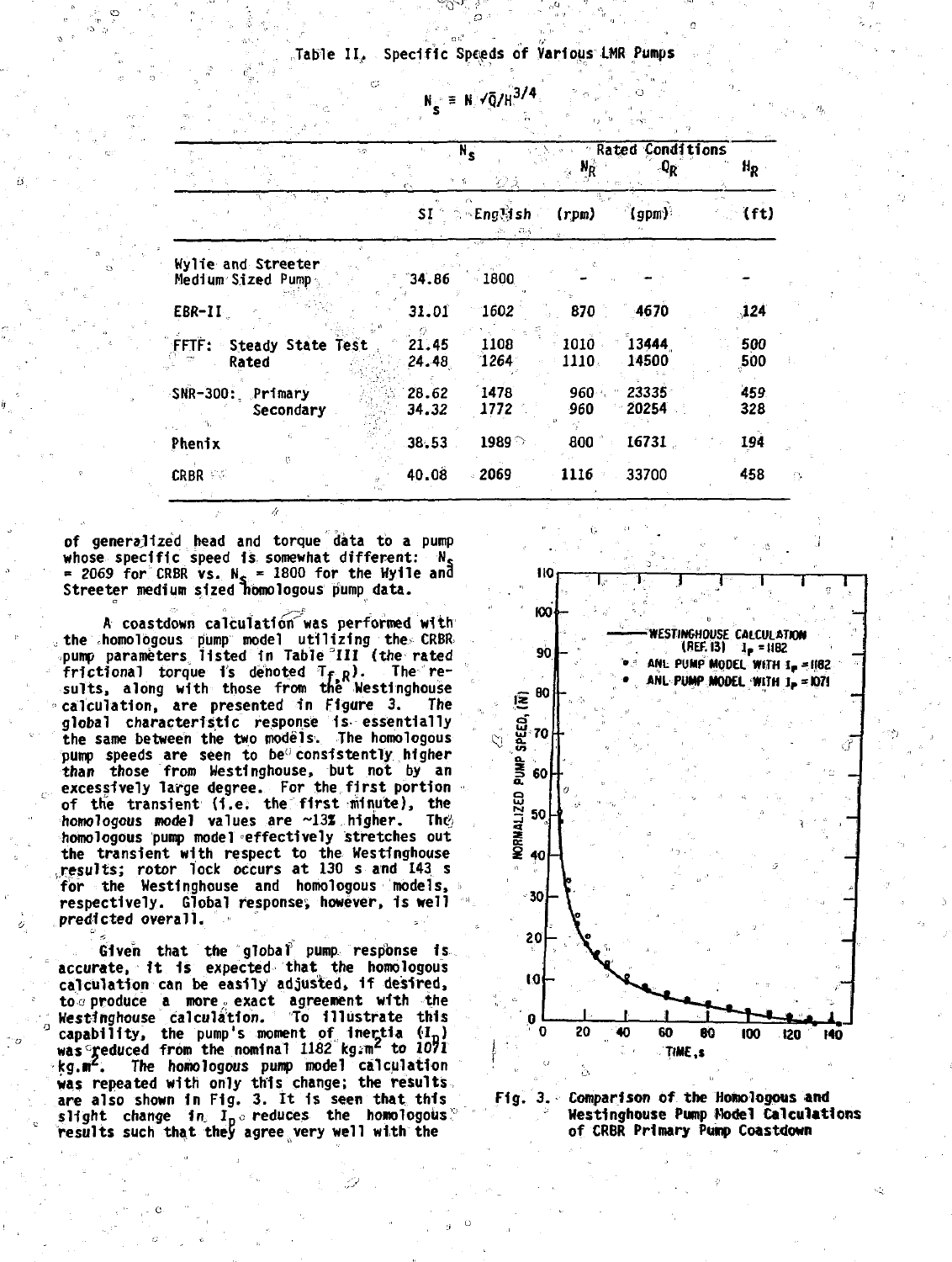Table II. Specific Speeds of Various LMR Pumps

$$N_s \equiv N\sqrt{Q}/H^{3/4}$$

| | $N_s$ | | Rated Conditions | | |
|---|---|---|---|---|---|
| | | | $N_R$ | $Q_R$ | $H_R$ |
| | SI | English | (rpm) | (gpm) | (ft) |
| Wylie and Streeter Medium Sized Pump | 34.86 | 1800 | - | - | - |
| EBR-II | 31.01 | 1602 | 870 | 4670 | 124 |
| FFTF: Steady State Test | 21.45 | 1108 | 1010 | 13444 | 500 |
| Rated | 24.48 | 1264 | 1110 | 14500 | 500 |
| SNR-300: Primary | 28.62 | 1478 | 960 | 23335 | 459 |
| Secondary | 34.32 | 1772 | 960 | 20254 | 328 |
| Phenix | 38.53 | 1989 | 800 | 16731 | 194 |
| CRBR | 40.08 | 2069 | 1116 | 33700 | 458 |

of generalized head and torque data to a pump whose specific speed is somewhat different: $N_s$ = 2069 for CRBR vs. $N_s$ = 1800 for the Wylie and Streeter medium sized homologous pump data.

A coastdown calculation was performed with the homologous pump model utilizing the CRBR pump parameters listed in Table III (the rated frictional torque is denoted $T_{f,R}$). The results, along with those from the Westinghouse calculation, are presented in Figure 3. The global characteristic response is essentially the same between the two models. The homologous pump speeds are seen to be consistently higher than those from Westinghouse, but not by an excessively large degree. For the first portion of the transient (i.e. the first minute), the homologous model values are ~13% higher. The homologous pump model effectively stretches out the transient with respect to the Westinghouse results; rotor lock occurs at 130 s and 143 s for the Westinghouse and homologous models, respectively. Global response, however, is well predicted overall.

Given that the global pump response is accurate, it is expected that the homologous calculation can be easily adjusted, if desired, to produce a more exact agreement with the Westinghouse calculation. To illustrate this capability, the pump's moment of inertia ($I_p$) was reduced from the nominal 1182 kg.m² to 1071 kg.m². The homologous pump model calculation was repeated with only this change; the results are also shown in Fig. 3. It is seen that this slight change in $I_p$ reduces the homologous results such that they agree very well with the

Fig. 3. Comparison of the Homologous and Westinghouse Pump Model Calculations of CRBR Primary Pump Coastdown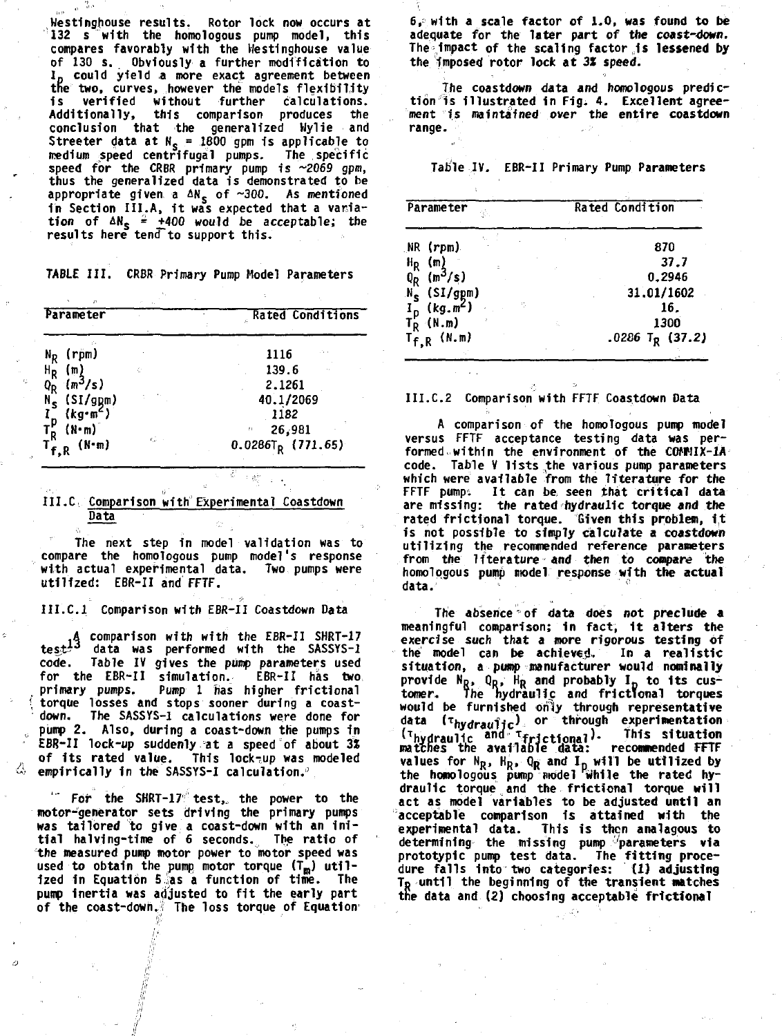Westinghouse results. Rotor lock now occurs at 132 s with the homologous pump model, this compares favorably with the Westinghouse value of 130 s. Obviously a further modification to $I_p$ could yield a more exact agreement between the two, curves, however the models flexibility is verified without further calculations. Additionally, this comparison produces the conclusion that the generalized Wylie and Streeter data at $N_s$ = 1800 gpm is applicable to medium speed centrifugal pumps. The specific speed for the CRBR primary pump is ~2069 gpm, thus the generalized data is demonstrated to be appropriate given a $\Delta N_s$ of ~300. As mentioned in Section III.A, it was expected that a variation of $\Delta N_s$ = +400 would be acceptable; the results here tend to support this.

TABLE III. CRBR Primary Pump Model Parameters

| Parameter | Rated Conditions |
|---|---|
| $N_R$ (rpm) | 1116 |
| $H_R$ (m) | 139.6 |
| $Q_R$ ($m^3$/s) | 2.1261 |
| $N_s$ (SI/gpm) | 40.1/2069 |
| $I_p$ (kg·$m^2$) | 1182 |
| $T_R$ (N·m) | 26,981 |
| $T_{f,R}$ (N·m) | $0.0286T_R$ (771.65) |

## III.C Comparison with Experimental Coastdown Data

The next step in model validation was to compare the homologous pump model's response with actual experimental data. Two pumps were utilized: EBR-II and FFTF.

### III.C.1 Comparison with EBR-II Coastdown Data

A comparison with with the EBR-II SHRT-17 test[13] data was performed with the SASSYS-1 code. Table IV gives the pump parameters used for the EBR-II simulation. EBR-II has two primary pumps. Pump 1 has higher frictional torque losses and stops sooner during a coastdown. The SASSYS-1 calculations were done for pump 2. Also, during a coast-down the pumps in EBR-II lock-up suddenly at a speed of about 3% of its rated value. This lock-up was modeled empirically in the SASSYS-I calculation.

For the SHRT-17 test, the power to the motor-generator sets driving the primary pumps was tailored to give a coast-down with an initial halving-time of 6 seconds. The ratio of the measured pump motor power to motor speed was used to obtain the pump motor torque ($T_m$) utilized in Equation 5 as a function of time. The pump inertia was adjusted to fit the early part of the coast-down. The loss torque of Equation 6, with a scale factor of 1.0, was found to be adequate for the later part of the coast-down. The impact of the scaling factor is lessened by the imposed rotor lock at 3% speed.

The coastdown data and homologous prediction is illustrated in Fig. 4. Excellent agreement is maintained over the entire coastdown range.

Table IV. EBR-II Primary Pump Parameters

| Parameter | Rated Condition |
|---|---|
| NR (rpm) | 870 |
| $H_R$ (m) | 37.7 |
| $Q_R$ ($m^3$/s) | 0.2946 |
| $N_s$ (SI/gpm) | 31.01/1602 |
| $I_p$ (kg.$m^2$) | 16. |
| $T_R$ (N.m) | 1300 |
| $T_{f,R}$ (N.m) | .0286 $T_R$ (37.2) |

### III.C.2 Comparison with FFTF Coastdown Data

A comparison of the homologous pump model versus FFTF acceptance testing data was performed within the environment of the COMMIX-1A code. Table V lists the various pump parameters which were available from the literature for the FFTF pump. It can be seen that critical data are missing: the rated hydraulic torque and the rated frictional torque. Given this problem, it is not possible to simply calculate a coastdown utilizing the recommended reference parameters from the literature and then to compare the homologous pump model response with the actual data.

The absence of data does not preclude a meaningful comparison; in fact, it alters the exercise such that a more rigorous testing of the model can be achieved. In a realistic situation, a pump manufacturer would nominally provide $N_R$, $Q_R$, $H_R$ and probably $I_p$ to its customer. The hydraulic and frictional torques would be furnished only through representative data ($\tau_{hydraulic}$) or through experimentation ($\tau_{hydraulic}$ and $\tau_{frictional}$). This situation matches the available data: recommended FFTF values for $N_R$, $H_R$, $Q_R$ and $I_p$ will be utilized by the homologous pump model while the rated hydraulic torque and the frictional torque will act as model variables to be adjusted until an acceptable comparison is attained with the experimental data. This is then analagous to determining the missing pump parameters via prototypic pump test data. The fitting procedure falls into two categories: (1) adjusting $T_R$ until the beginning of the transient matches the data and (2) choosing acceptable frictional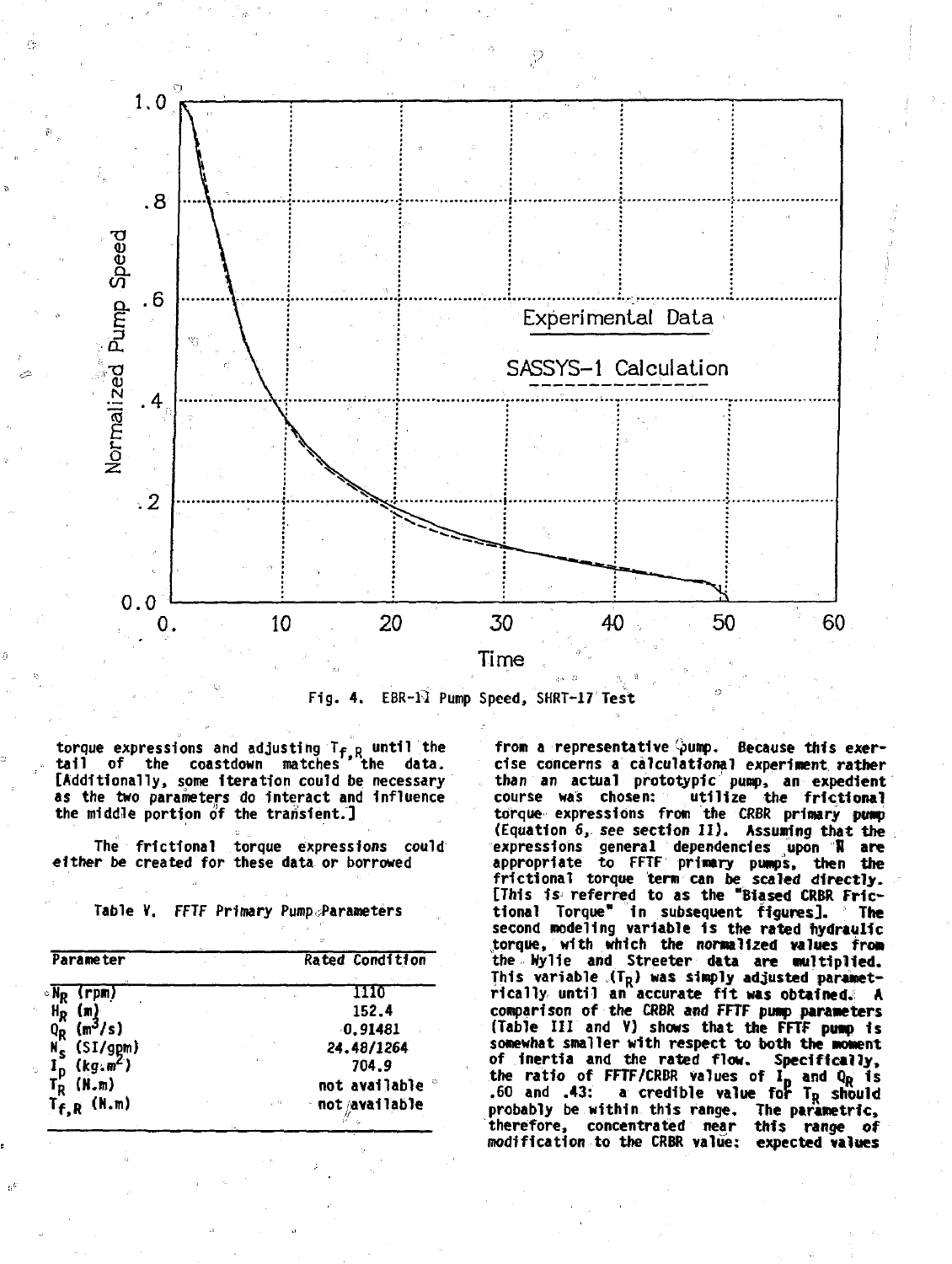Fig. 4. EBR-II Pump Speed, SHRT-17 Test

torque expressions and adjusting $T_{f,R}$ until the tail of the coastdown matches the data. [Additionally, some iteration could be necessary as the two parameters do interact and influence the middle portion of the transient.]

The frictional torque expressions could either be created for these data or borrowed from a representative pump. Because this exercise concerns a calculational experiment rather than an actual prototypic pump, an expedient course was chosen: utilize the frictional torque expressions from the CRBR primary pump (Equation 6, see section II). Assuming that the expressions general dependencies upon $\bar{N}$ are appropriate to FFTF primary pumps, then the frictional torque term can be scaled directly. [This is referred to as the "Biased CRBR Frictional Torque" in subsequent figures]. The second modeling variable is the rated hydraulic torque, with which the normalized values from the Wylie and Streeter data are multiplied. This variable ($T_R$) was simply adjusted parametrically until an accurate fit was obtained. A comparison of the CRBR and FFTF pump parameters (Table III and V) shows that the FFTF pump is somewhat smaller with respect to both the moment of inertia and the rated flow. Specifically, the ratio of FFTF/CRBR values of $I_p$ and $Q_R$ is .60 and .43: a credible value for $T_R$ should probably be within this range. The parametric, therefore, concentrated near this range of modification to the CRBR value: expected values

Table V. FFTF Primary Pump Parameters

| Parameter | Rated Condition |
|---|---|
| $N_R$ (rpm) | 1110 |
| $H_R$ (m) | 152.4 |
| $Q_R$ ($m^3/s$) | 0.91481 |
| $N_s$ (SI/gpm) | 24.48/1264 |
| $I_p$ ($kg \cdot m^2$) | 704.9 |
| $T_R$ (N.m) | not available |
| $T_{f,R}$ (N.m) | not available |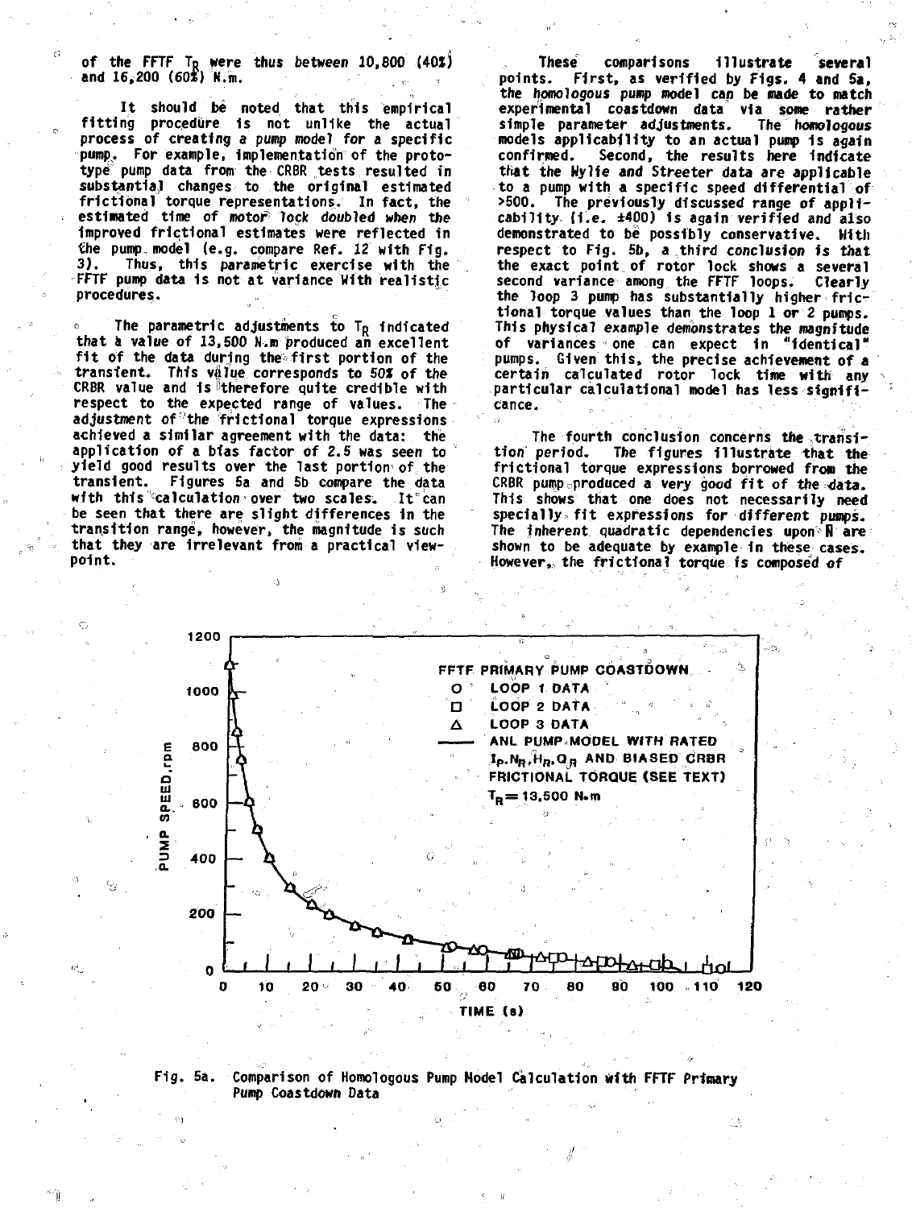of the FFTF $T_R$ were thus between 10,800 (40%) and 16,200 (60%) N.m.

It should be noted that this empirical fitting procedure is not unlike the actual process of creating a pump model for a specific pump. For example, implementation of the prototype pump data from the CRBR tests resulted in substantial changes to the original estimated frictional torque representations. In fact, the estimated time of motor lock doubled when the improved frictional estimates were reflected in the pump model (e.g. compare Ref. 12 with Fig. 3). Thus, this parametric exercise with the FFTF pump data is not at variance with realistic procedures.

The parametric adjustments to $T_R$ indicated that a value of 13,500 N.m produced an excellent fit of the data during the first portion of the transient. This value corresponds to 50% of the CRBR value and is therefore quite credible with respect to the expected range of values. The adjustment of the frictional torque expressions achieved a similar agreement with the data: the application of a bias factor of 2.5 was seen to yield good results over the last portion of the transient. Figures 5a and 5b compare the data with this calculation over two scales. It can be seen that there are slight differences in the transition range, however, the magnitude is such that they are irrelevant from a practical viewpoint.

These comparisons illustrate several points. First, as verified by Figs. 4 and 5a, the homologous pump model can be made to match experimental coastdown data via some rather simple parameter adjustments. The homologous models applicability to an actual pump is again confirmed. Second, the results here indicate that the Wylie and Streeter data are applicable to a pump with a specific speed differential of >500. The previously discussed range of applicability (i.e. ±400) is again verified and also demonstrated to be possibly conservative. With respect to Fig. 5b, a third conclusion is that the exact point of rotor lock shows a several second variance among the FFTF loops. Clearly the loop 3 pump has substantially higher frictional torque values than the loop 1 or 2 pumps. This physical example demonstrates the magnitude of variances one can expect in "identical" pumps. Given this, the precise achievement of a certain calculated rotor lock time with any particular calculational model has less significance.

The fourth conclusion concerns the transition period. The figures illustrate that the frictional torque expressions borrowed from the CRBR pump produced a very good fit of the data. This shows that one does not necessarily need specially fit expressions for different pumps. The inherent quadratic dependencies upon $\bar{N}$ are shown to be adequate by example in these cases. However, the frictional torque is composed of

Fig. 5a. Comparison of Homologous Pump Model Calculation with FFTF Primary Pump Coastdown Data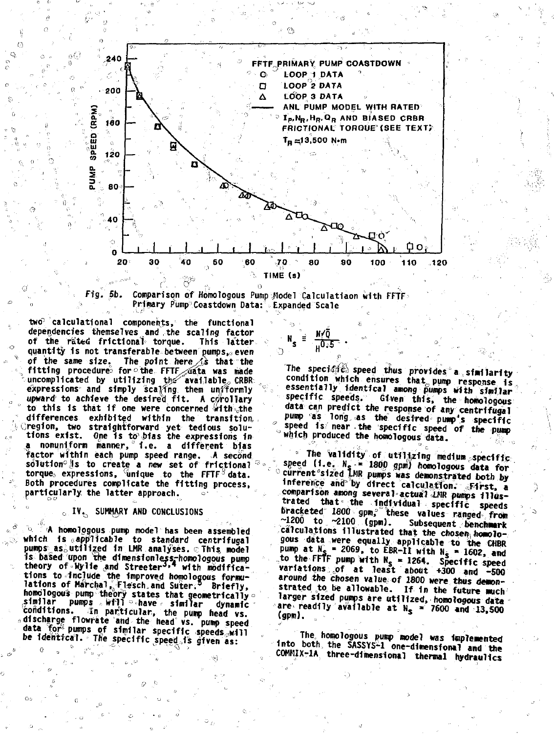Fig. 5b. Comparison of Homologous Pump Model Calculatiaon with FFTF Primary Pump Coastdown Data: Expanded Scale

two calculational components, the functional dependencies themselves and the scaling factor of the rated frictional torque. This latter quantity is not transferable between pumps, even of the same size. The point here is that the fitting procedure for the FFTF data was made uncomplicated by utilizing the available CRBR expressions and simply scaling them uniformly upward to achieve the desired fit. A corollary to this is that if one were concerned with the differences exhibited within the transition region, two straightforward yet tedious solutions exist. One is to bias the expressions in a nonuniform manner, i.e. a different bias factor within each pump speed range. A second solution is to create a new set of frictional torque expressions, unique to the FFTF data. Both procedures complicate the fitting process, particularly the latter approach.

## IV. SUMMARY AND CONCLUSIONS

A homologous pump model has been assembled which is applicable to standard centrifugal pumps as utilized in LMR analyses. This model is based upon the dimensionless-homologous pump theory of Wylie and Streeter[3,4] with modifications to include the improved homologous formulations of Marchal, Flesch and Suter.[5] Briefly, homologous pump theory states that geometrically similar pumps will have similar dynamic conditions. In particular, the pump head vs. discharge flowrate and the head vs. pump speed data for pumps of similar specific speeds will be identical. The specific speed is given as:

$$N_s \equiv \frac{N\sqrt{Q}}{H^{0.5}} \cdot$$

The specific speed thus provides a similarity condition which ensures that pump response is essentially identical among pumps with similar specific speeds. Given this, the homologous data can predict the response of any centrifugal pump as long as the desired pump's specific speed is near the specific speed of the pump which produced the homologous data.

The validity of utilizing medium specific speed (i.e. $N_s$ = 1800 gpm) homologous data for current sized LMR pumps was demonstrated both by inference and by direct calculation. First, a comparison among several actual LMR pumps illustrated that the individual specific speeds bracketed 1800 gpm; these values ranged from ~1200 to ~2100 (gpm). Subsequent benchmark calculations illustrated that the chosen homologous data were equally applicable to the CRBR pump at $N_s$ = 2069, to EBR-II with $N_s$ = 1602, and to the FFTF pump with $N_s$ = 1264. Specific speed variations of at least about +300 and −500 around the chosen value of 1800 were thus demonstrated to be allowable. If in the future much larger sized pumps are utilized, homologous data are readily available at $N_s$ = 7600 and 13,500 (gpm).

The homologous pump model was implemented into both the SASSYS-1 one-dimensional and the COMMIX-1A three-dimensional thermal hydraulics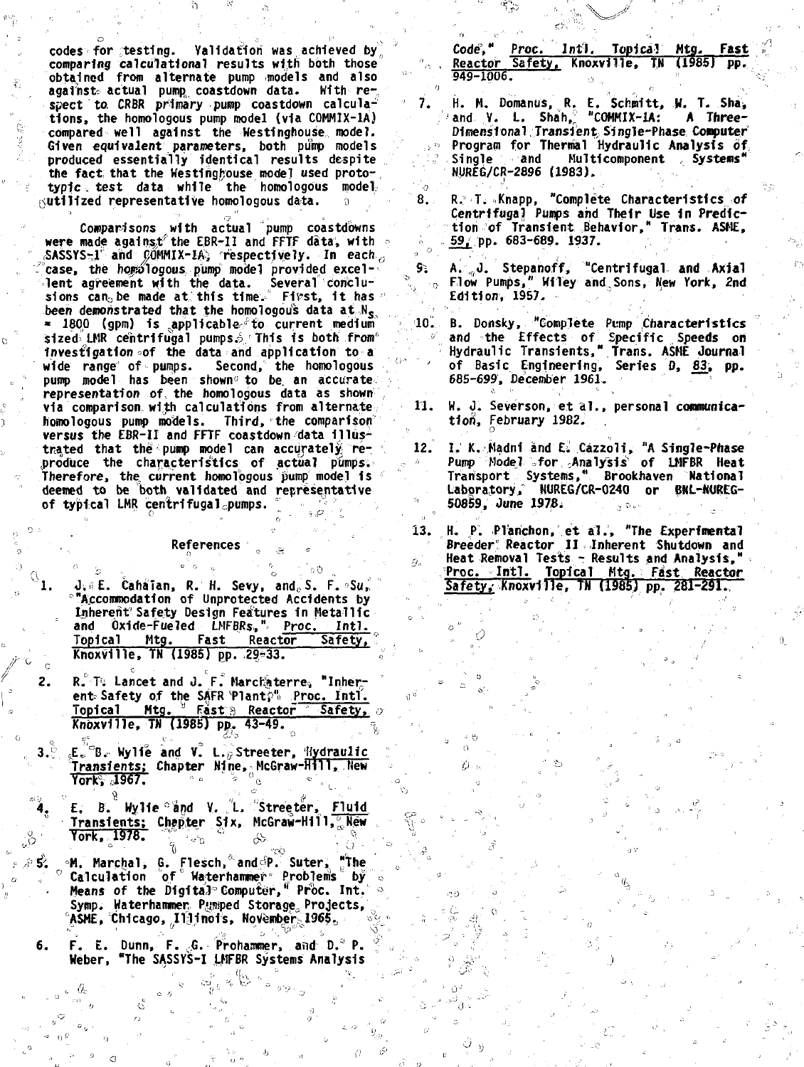codes for testing. Validation was achieved by comparing calculational results with both those obtained from alternate pump models and also against actual pump coastdown data. With respect to CRBR primary pump coastdown calculations, the homologous pump model (via COMMIX-1A) compared well against the Westinghouse model. Given equivalent parameters, both pump models produced essentially identical results despite the fact that the Westinghouse model used prototypic test data while the homologous model utilized representative homologous data.

Comparisons with actual pump coastdowns were made against the EBR-II and FFTF data, with SASSYS-1 and COMMIX-1A, respectively. In each case, the homologous pump model provided excellent agreement with the data. Several conclusions can be made at this time. First, it has been demonstrated that the homologous data at $N_s$ = 1800 (gpm) is applicable to current medium sized LMR centrifugal pumps. This is both from investigation of the data and application to a wide range of pumps. Second, the homologous pump model has been shown to be an accurate representation of the homologous data as shown via comparison with calculations from alternate homologous pump models. Third, the comparison versus the EBR-II and FFTF coastdown data illustrated that the pump model can accurately reproduce the characteristics of actual pumps. Therefore, the current homologous pump model is deemed to be both validated and representative of typical LMR centrifugal pumps.

## References

1. J. E. Cahalan, R. H. Sevy, and S. F. Su, "Accommodation of Unprotected Accidents by Inherent Safety Design Features in Metallic and Oxide-Fueled LMFBRs," Proc. Intl. Topical Mtg. Fast Reactor Safety, Knoxville, TN (1985) pp. 29-33.

2. R. T. Lancet and J. F. Marchaterre, "Inherent Safety of the SAFR Plant," Proc. Intl. Topical Mtg. Fast Reactor Safety, Knoxville, TN (1985) pp. 43-49.

3. E. B. Wylie and V. L. Streeter, Hydraulic Transients; Chapter Nine, McGraw-Hill, New York, 1967.

4. E. B. Wylie and V. L. Streeter, Fluid Transients; Chapter Six, McGraw-Hill, New York, 1978.

5. M. Marchal, G. Flesch, and P. Suter, "The Calculation of Waterhammer Problems by Means of the Digital Computer," Proc. Int. Symp. Waterhammer Pumped Storage Projects, ASME, Chicago, Illinois, November 1965.

6. F. E. Dunn, F. G. Prohammer, and D. P. Weber, "The SASSYS-I LMFBR Systems Analysis Code," Proc. Intl. Topical Mtg. Fast Reactor Safety, Knoxville, TN (1985) pp. 949-1006.

7. H. M. Domanus, R. E. Schmitt, W. T. Sha, and V. L. Shah, "COMMIX-1A: A Three-Dimensional Transient Single-Phase Computer Program for Thermal Hydraulic Analysis of Single and Multicomponent Systems" NUREG/CR-2896 (1983).

8. R. T. Knapp, "Complete Characteristics of Centrifugal Pumps and Their Use in Prediction of Transient Behavior," Trans. ASME, 59, pp. 683-689. 1937.

9. A. J. Stepanoff, "Centrifugal and Axial Flow Pumps," Wiley and Sons, New York, 2nd Edition, 1957.

10. B. Donsky, "Complete Pump Characteristics and the Effects of Specific Speeds on Hydraulic Transients," Trans. ASME Journal of Basic Engineering, Series D, 83, pp. 685-699, December 1961.

11. W. J. Severson, et al., personal communication, February 1982.

12. I. K. Madni and E. Cazzoli, "A Single-Phase Pump Model for Analysis of LMFBR Heat Transport Systems," Brookhaven National Laboratory, NUREG/CR-0240 or BNL-NUREG-50859, June 1978.

13. H. P. Planchon, et al., "The Experimental Breeder Reactor II Inherent Shutdown and Heat Removal Tests - Results and Analysis," Proc. Intl. Topical Mtg. Fast Reactor Safety, Knoxville, TN (1985) pp. 281-291.